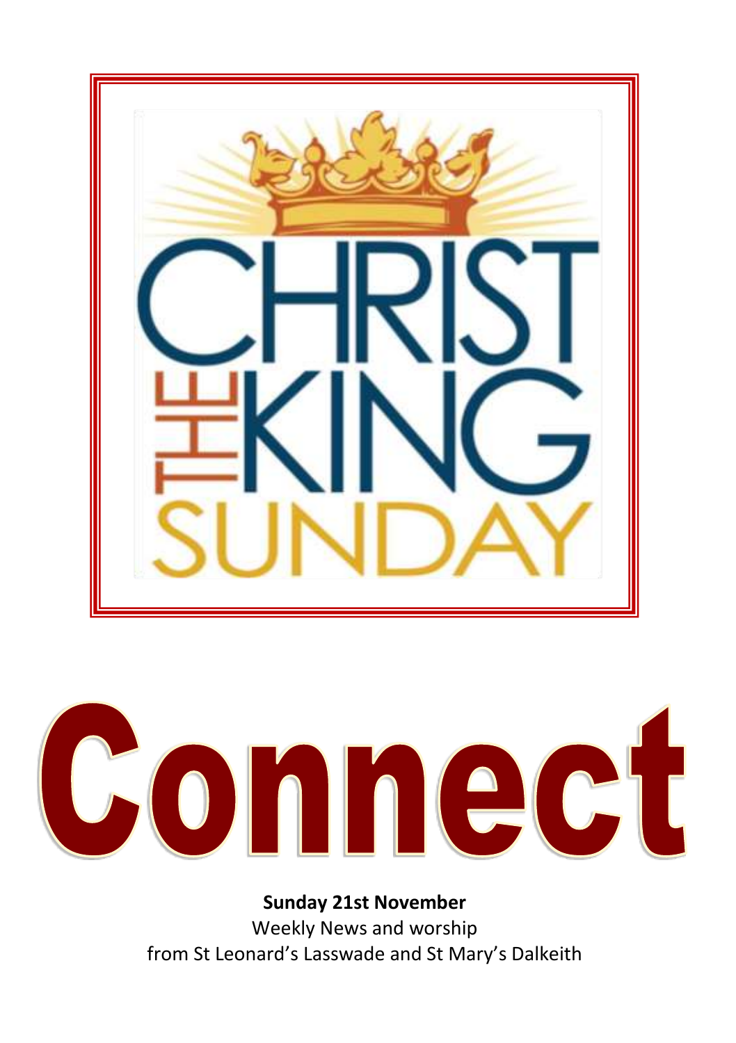CHRIST THE KING SUNDAY

# Connect

**Sunday 21st November**

Weekly News and worship

from St Leonard's Lasswade and St Mary's Dalkeith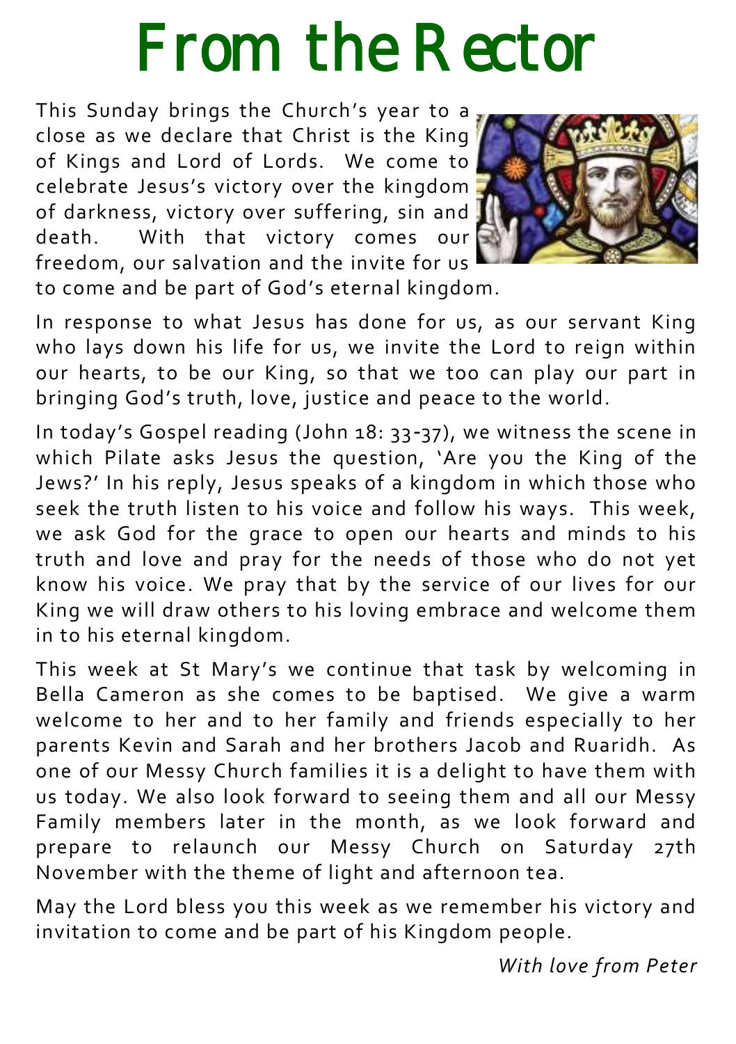# From the Rector

This Sunday brings the Church's year to a close as we declare that Christ is the King of Kings and Lord of Lords. We come to celebrate Jesus's victory over the kingdom of darkness, victory over suffering, sin and death. With that victory comes our freedom, our salvation and the invite for us to come and be part of God's eternal kingdom.

In response to what Jesus has done for us, as our servant King who lays down his life for us, we invite the Lord to reign within our hearts, to be our King, so that we too can play our part in bringing God's truth, love, justice and peace to the world.

In today's Gospel reading (John 18: 33-37), we witness the scene in which Pilate asks Jesus the question, 'Are you the King of the Jews?' In his reply, Jesus speaks of a kingdom in which those who seek the truth listen to his voice and follow his ways. This week, we ask God for the grace to open our hearts and minds to his truth and love and pray for the needs of those who do not yet know his voice. We pray that by the service of our lives for our King we will draw others to his loving embrace and welcome them in to his eternal kingdom.

This week at St Mary's we continue that task by welcoming in Bella Cameron as she comes to be baptised. We give a warm welcome to her and to her family and friends especially to her parents Kevin and Sarah and her brothers Jacob and Ruaridh. As one of our Messy Church families it is a delight to have them with us today. We also look forward to seeing them and all our Messy Family members later in the month, as we look forward and prepare to relaunch our Messy Church on Saturday 27th November with the theme of light and afternoon tea.

May the Lord bless you this week as we remember his victory and invitation to come and be part of his Kingdom people.

*With love from Peter*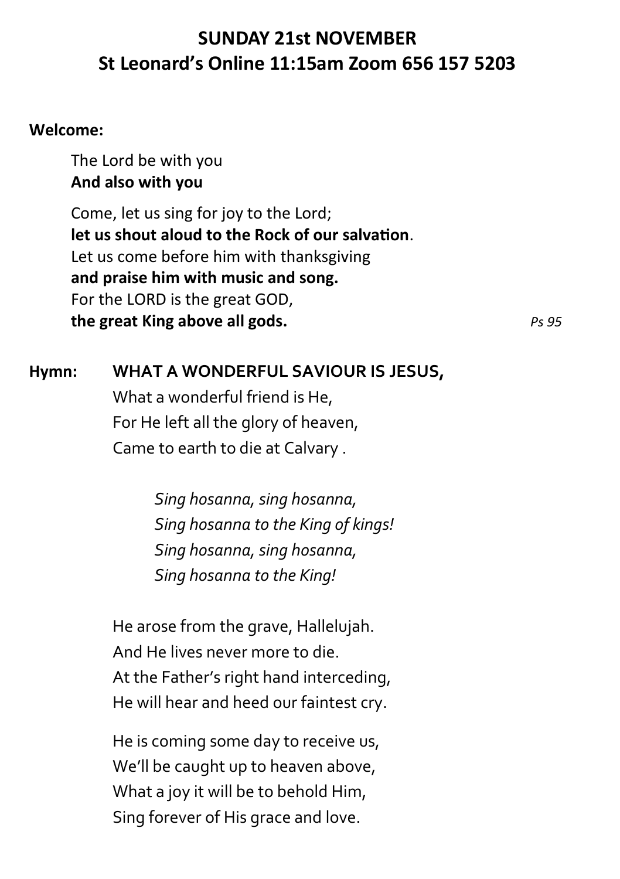# SUNDAY 21st NOVEMBER
# St Leonard's Online 11:15am Zoom 656 157 5203

**Welcome:**

The Lord be with you
**And also with you**

Come, let us sing for joy to the Lord;
**let us shout aloud to the Rock of our salvation**.
Let us come before him with thanksgiving
**and praise him with music and song.**
For the LORD is the great GOD,
**the great King above all gods.** *Ps 95*

**Hymn: WHAT A WONDERFUL SAVIOUR IS JESUS,**
What a wonderful friend is He,
For He left all the glory of heaven,
Came to earth to die at Calvary .

*Sing hosanna, sing hosanna,*
*Sing hosanna to the King of kings!*
*Sing hosanna, sing hosanna,*
*Sing hosanna to the King!*

He arose from the grave, Hallelujah.
And He lives never more to die.
At the Father's right hand interceding,
He will hear and heed our faintest cry.

He is coming some day to receive us,
We'll be caught up to heaven above,
What a joy it will be to behold Him,
Sing forever of His grace and love.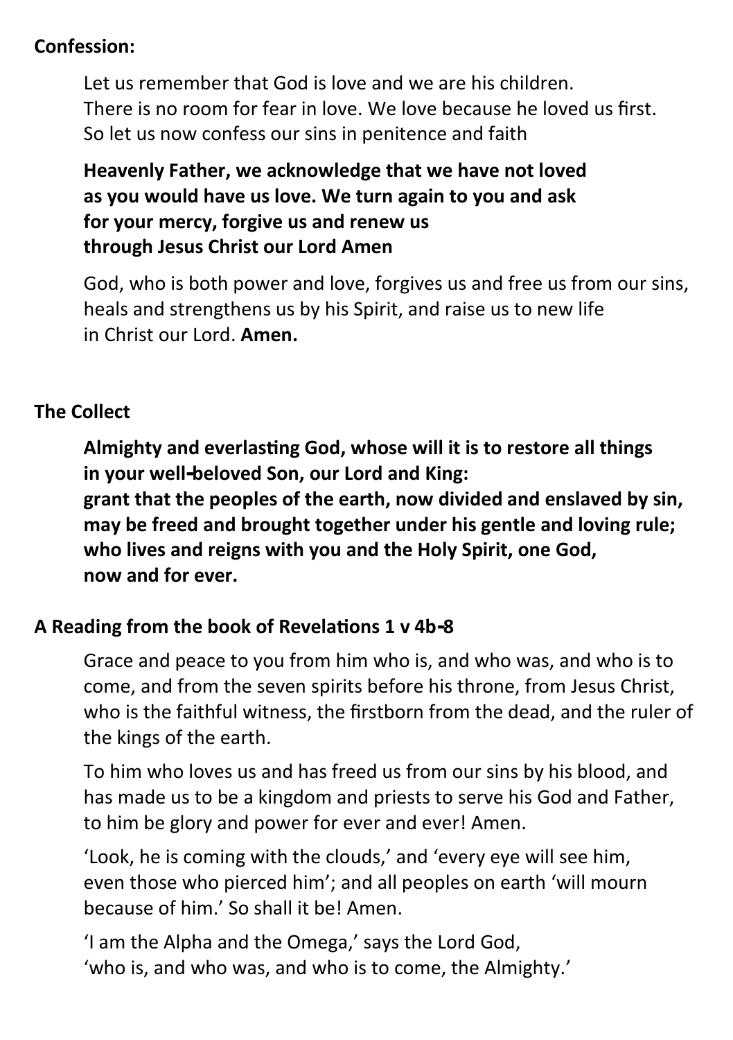**Confession:**

Let us remember that God is love and we are his children.
There is no room for fear in love. We love because he loved us first.
So let us now confess our sins in penitence and faith

**Heavenly Father, we acknowledge that we have not loved as you would have us love. We turn again to you and ask for your mercy, forgive us and renew us through Jesus Christ our Lord Amen**

God, who is both power and love, forgives us and free us from our sins, heals and strengthens us by his Spirit, and raise us to new life in Christ our Lord. **Amen.**

**The Collect**

**Almighty and everlasting God, whose will it is to restore all things in your well-beloved Son, our Lord and King:**
**grant that the peoples of the earth, now divided and enslaved by sin, may be freed and brought together under his gentle and loving rule;**
**who lives and reigns with you and the Holy Spirit, one God, now and for ever.**

**A Reading from the book of Revelations 1 v 4b-8**

Grace and peace to you from him who is, and who was, and who is to come, and from the seven spirits before his throne, from Jesus Christ, who is the faithful witness, the firstborn from the dead, and the ruler of the kings of the earth.

To him who loves us and has freed us from our sins by his blood, and has made us to be a kingdom and priests to serve his God and Father, to him be glory and power for ever and ever! Amen.

'Look, he is coming with the clouds,' and 'every eye will see him, even those who pierced him'; and all peoples on earth 'will mourn because of him.' So shall it be! Amen.

'I am the Alpha and the Omega,' says the Lord God,
'who is, and who was, and who is to come, the Almighty.'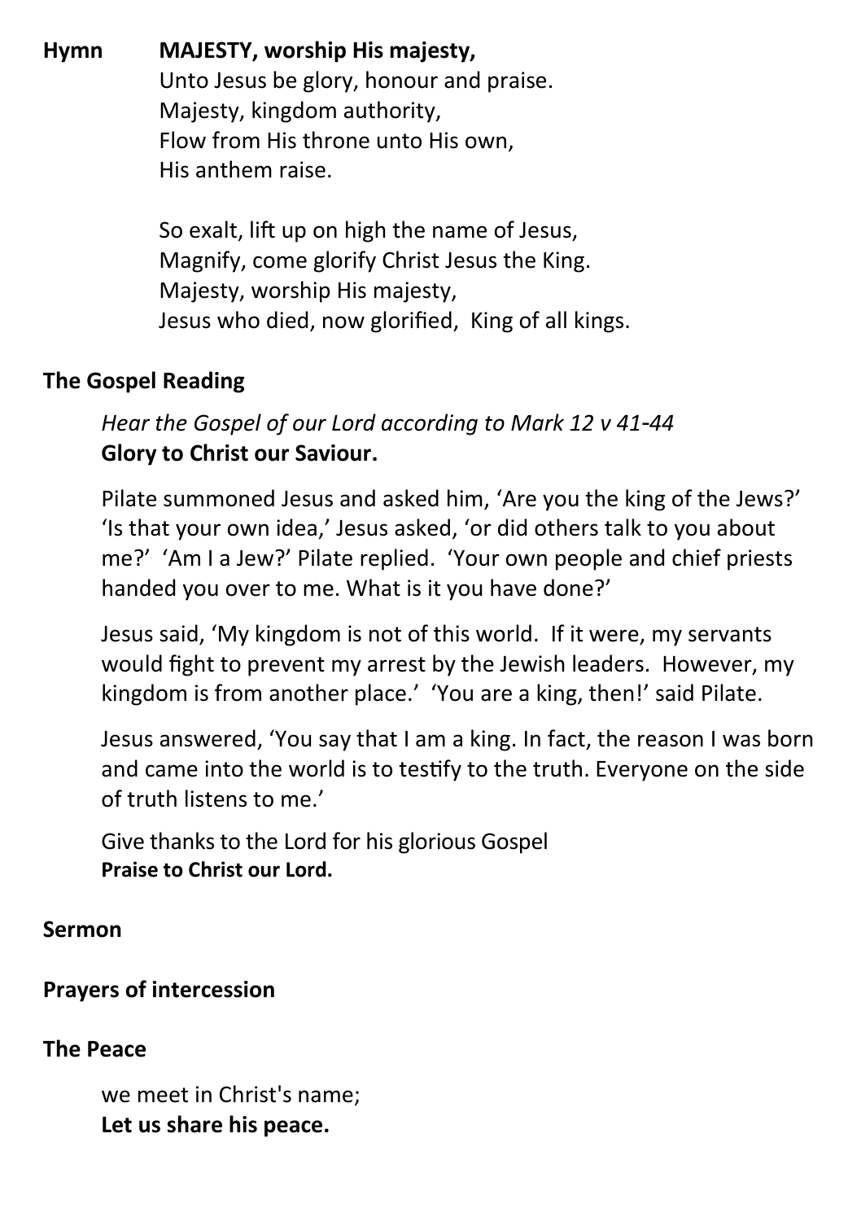**Hymn** **MAJESTY, worship His majesty,**
Unto Jesus be glory, honour and praise.
Majesty, kingdom authority,
Flow from His throne unto His own,
His anthem raise.

So exalt, lift up on high the name of Jesus,
Magnify, come glorify Christ Jesus the King.
Majesty, worship His majesty,
Jesus who died, now glorified, King of all kings.

**The Gospel Reading**

*Hear the Gospel of our Lord according to Mark 12 v 41-44*
**Glory to Christ our Saviour.**

Pilate summoned Jesus and asked him, 'Are you the king of the Jews?' 'Is that your own idea,' Jesus asked, 'or did others talk to you about me?' 'Am I a Jew?' Pilate replied. 'Your own people and chief priests handed you over to me. What is it you have done?'

Jesus said, 'My kingdom is not of this world. If it were, my servants would fight to prevent my arrest by the Jewish leaders. However, my kingdom is from another place.' 'You are a king, then!' said Pilate.

Jesus answered, 'You say that I am a king. In fact, the reason I was born and came into the world is to testify to the truth. Everyone on the side of truth listens to me.'

Give thanks to the Lord for his glorious Gospel
**Praise to Christ our Lord.**

**Sermon**

**Prayers of intercession**

**The Peace**

we meet in Christ's name;
**Let us share his peace.**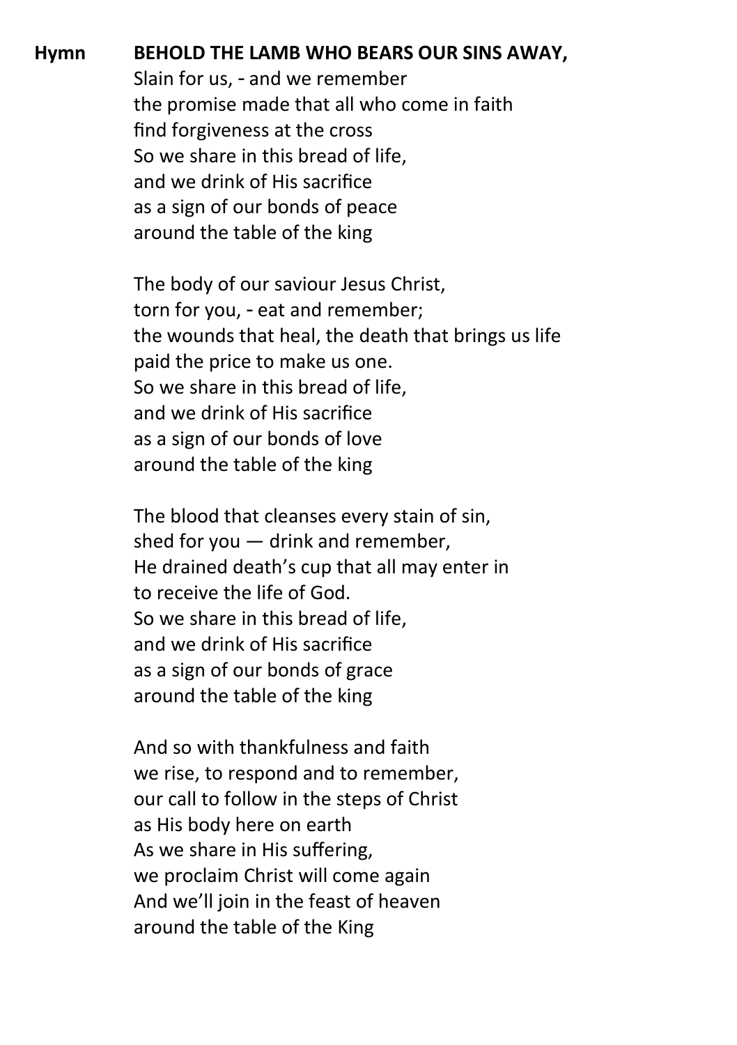**Hymn** **BEHOLD THE LAMB WHO BEARS OUR SINS AWAY,**
Slain for us, - and we remember
the promise made that all who come in faith
find forgiveness at the cross
So we share in this bread of life,
and we drink of His sacrifice
as a sign of our bonds of peace
around the table of the king

The body of our saviour Jesus Christ,
torn for you, - eat and remember;
the wounds that heal, the death that brings us life
paid the price to make us one.
So we share in this bread of life,
and we drink of His sacrifice
as a sign of our bonds of love
around the table of the king

The blood that cleanses every stain of sin,
shed for you — drink and remember,
He drained death's cup that all may enter in
to receive the life of God.
So we share in this bread of life,
and we drink of His sacrifice
as a sign of our bonds of grace
around the table of the king

And so with thankfulness and faith
we rise, to respond and to remember,
our call to follow in the steps of Christ
as His body here on earth
As we share in His suffering,
we proclaim Christ will come again
And we'll join in the feast of heaven
around the table of the King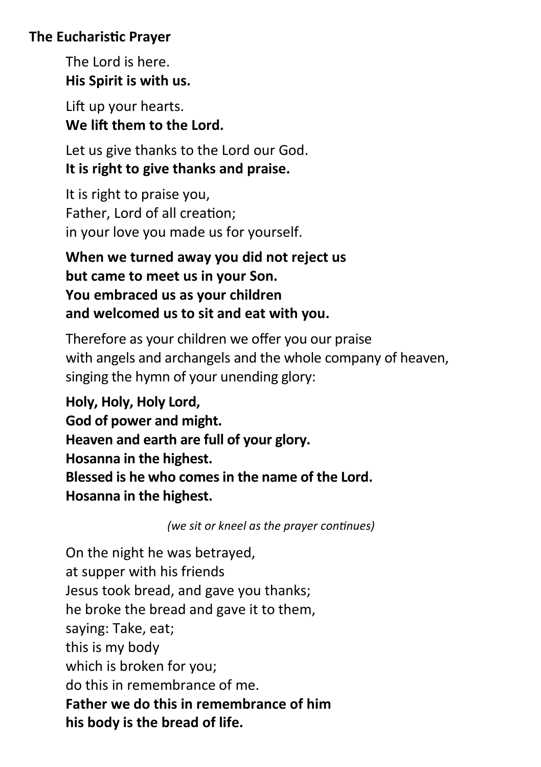**The Eucharistic Prayer**

The Lord is here.  
**His Spirit is with us.**

Lift up your hearts.  
**We lift them to the Lord.**

Let us give thanks to the Lord our God.  
**It is right to give thanks and praise.**

It is right to praise you,  
Father, Lord of all creation;  
in your love you made us for yourself.

**When we turned away you did not reject us**  
**but came to meet us in your Son.**  
**You embraced us as your children**  
**and welcomed us to sit and eat with you.**

Therefore as your children we offer you our praise  
with angels and archangels and the whole company of heaven,  
singing the hymn of your unending glory:

**Holy, Holy, Holy Lord,**  
**God of power and might.**  
**Heaven and earth are full of your glory.**  
**Hosanna in the highest.**  
**Blessed is he who comes in the name of the Lord.**  
**Hosanna in the highest.**

*(we sit or kneel as the prayer continues)*

On the night he was betrayed,  
at supper with his friends  
Jesus took bread, and gave you thanks;  
he broke the bread and gave it to them,  
saying: Take, eat;  
this is my body  
which is broken for you;  
do this in remembrance of me.  
**Father we do this in remembrance of him**  
**his body is the bread of life.**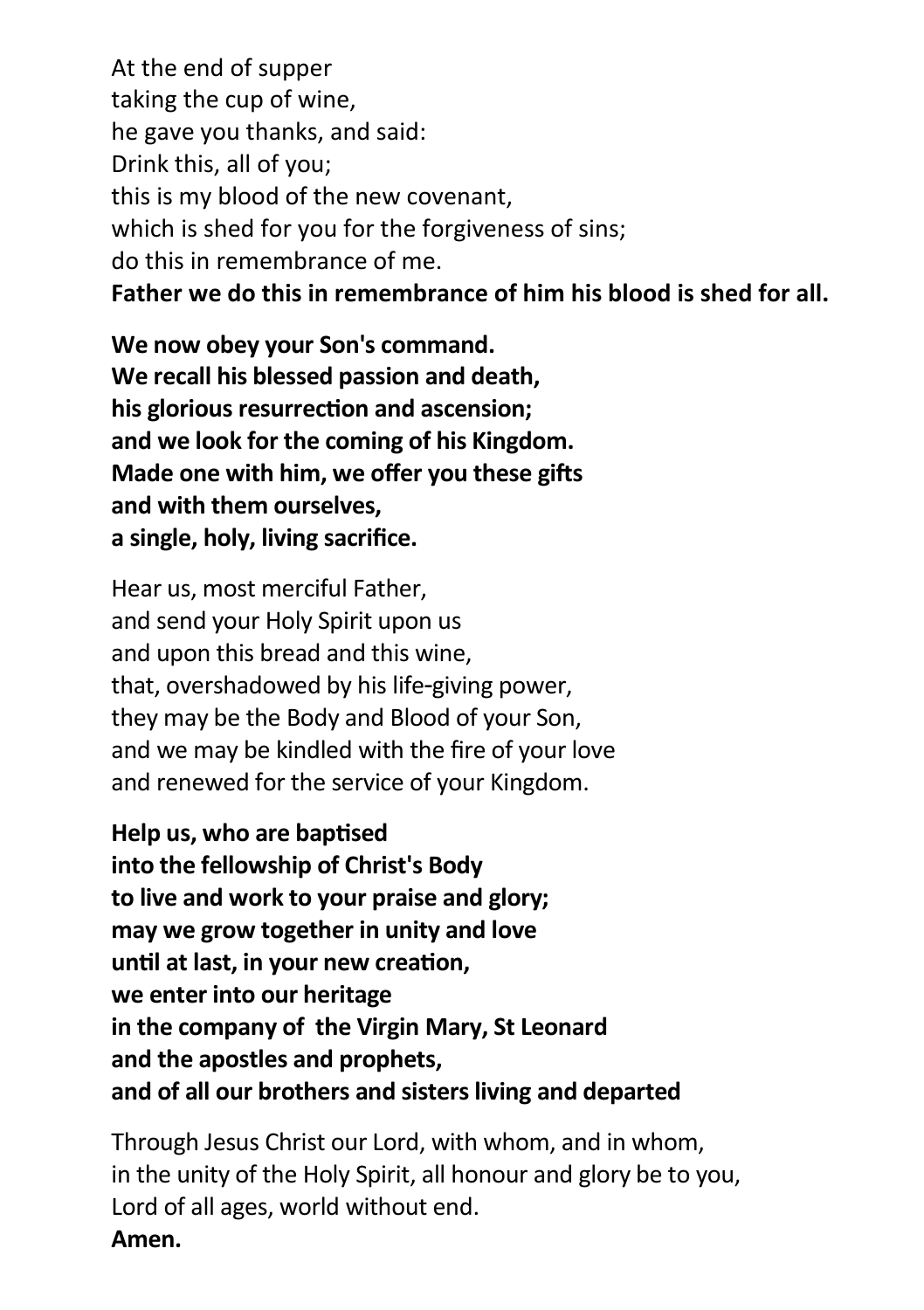At the end of supper
taking the cup of wine,
he gave you thanks, and said:
Drink this, all of you;
this is my blood of the new covenant,
which is shed for you for the forgiveness of sins;
do this in remembrance of me.
**Father we do this in remembrance of him his blood is shed for all.**

**We now obey your Son's command.**
**We recall his blessed passion and death,**
**his glorious resurrection and ascension;**
**and we look for the coming of his Kingdom.**
**Made one with him, we offer you these gifts**
**and with them ourselves,**
**a single, holy, living sacrifice.**

Hear us, most merciful Father,
and send your Holy Spirit upon us
and upon this bread and this wine,
that, overshadowed by his life-giving power,
they may be the Body and Blood of your Son,
and we may be kindled with the fire of your love
and renewed for the service of your Kingdom.

**Help us, who are baptised**
**into the fellowship of Christ's Body**
**to live and work to your praise and glory;**
**may we grow together in unity and love**
**until at last, in your new creation,**
**we enter into our heritage**
**in the company of the Virgin Mary, St Leonard**
**and the apostles and prophets,**
**and of all our brothers and sisters living and departed**

Through Jesus Christ our Lord, with whom, and in whom,
in the unity of the Holy Spirit, all honour and glory be to you,
Lord of all ages, world without end.
**Amen.**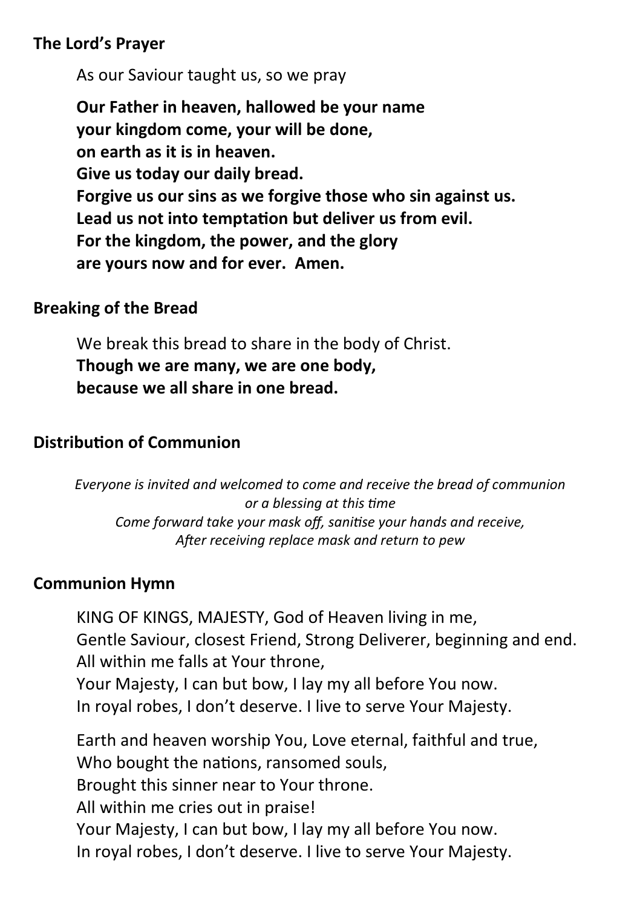## The Lord's Prayer

As our Saviour taught us, so we pray

**Our Father in heaven, hallowed be your name**
**your kingdom come, your will be done,**
**on earth as it is in heaven.**
**Give us today our daily bread.**
**Forgive us our sins as we forgive those who sin against us.**
**Lead us not into temptation but deliver us from evil.**
**For the kingdom, the power, and the glory**
**are yours now and for ever. Amen.**

## Breaking of the Bread

We break this bread to share in the body of Christ.
**Though we are many, we are one body,**
**because we all share in one bread.**

## Distribution of Communion

*Everyone is invited and welcomed to come and receive the bread of communion or a blessing at this time*
*Come forward take your mask off, sanitise your hands and receive,*
*After receiving replace mask and return to pew*

## Communion Hymn

KING OF KINGS, MAJESTY, God of Heaven living in me,
Gentle Saviour, closest Friend, Strong Deliverer, beginning and end.
All within me falls at Your throne,
Your Majesty, I can but bow, I lay my all before You now.
In royal robes, I don't deserve. I live to serve Your Majesty.

Earth and heaven worship You, Love eternal, faithful and true,
Who bought the nations, ransomed souls,
Brought this sinner near to Your throne.
All within me cries out in praise!
Your Majesty, I can but bow, I lay my all before You now.
In royal robes, I don't deserve. I live to serve Your Majesty.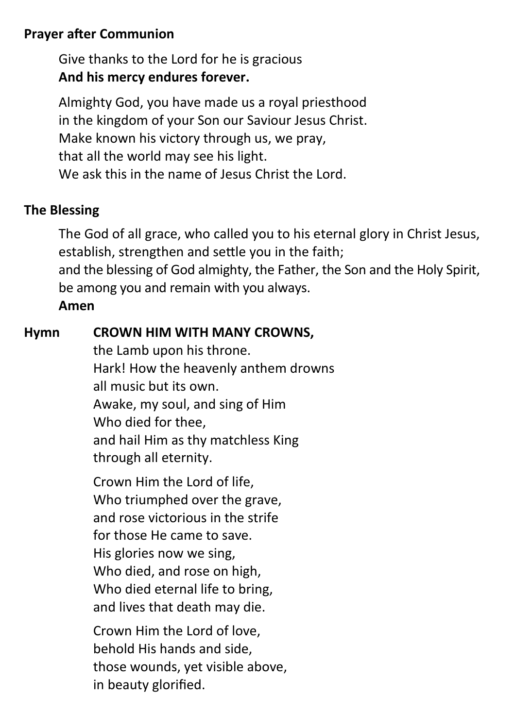**Prayer after Communion**

Give thanks to the Lord for he is gracious
**And his mercy endures forever.**

Almighty God, you have made us a royal priesthood
in the kingdom of your Son our Saviour Jesus Christ.
Make known his victory through us, we pray,
that all the world may see his light.
We ask this in the name of Jesus Christ the Lord.

**The Blessing**

The God of all grace, who called you to his eternal glory in Christ Jesus,
establish, strengthen and settle you in the faith;
and the blessing of God almighty, the Father, the Son and the Holy Spirit,
be among you and remain with you always.
**Amen**

**Hymn** **CROWN HIM WITH MANY CROWNS,**
the Lamb upon his throne.
Hark! How the heavenly anthem drowns
all music but its own.
Awake, my soul, and sing of Him
Who died for thee,
and hail Him as thy matchless King
through all eternity.

Crown Him the Lord of life,
Who triumphed over the grave,
and rose victorious in the strife
for those He came to save.
His glories now we sing,
Who died, and rose on high,
Who died eternal life to bring,
and lives that death may die.

Crown Him the Lord of love,
behold His hands and side,
those wounds, yet visible above,
in beauty glorified.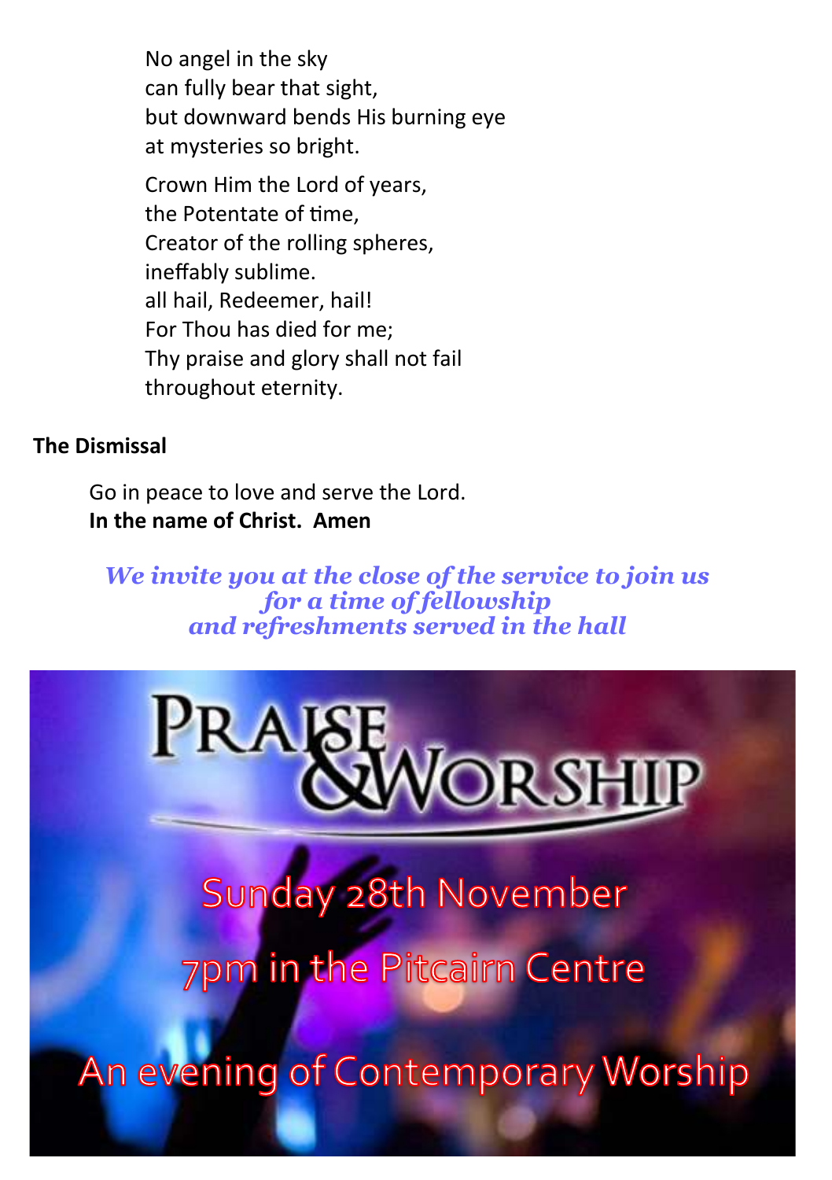No angel in the sky
can fully bear that sight,
but downward bends His burning eye
at mysteries so bright.

Crown Him the Lord of years,
the Potentate of time,
Creator of the rolling spheres,
ineffably sublime.
all hail, Redeemer, hail!
For Thou has died for me;
Thy praise and glory shall not fail
throughout eternity.

**The Dismissal**

Go in peace to love and serve the Lord.
**In the name of Christ. Amen**

***We invite you at the close of the service to join us for a time of fellowship and refreshments served in the hall***

PRAISE & WORSHIP

Sunday 28th November

7pm in the Pitcairn Centre

An evening of Contemporary Worship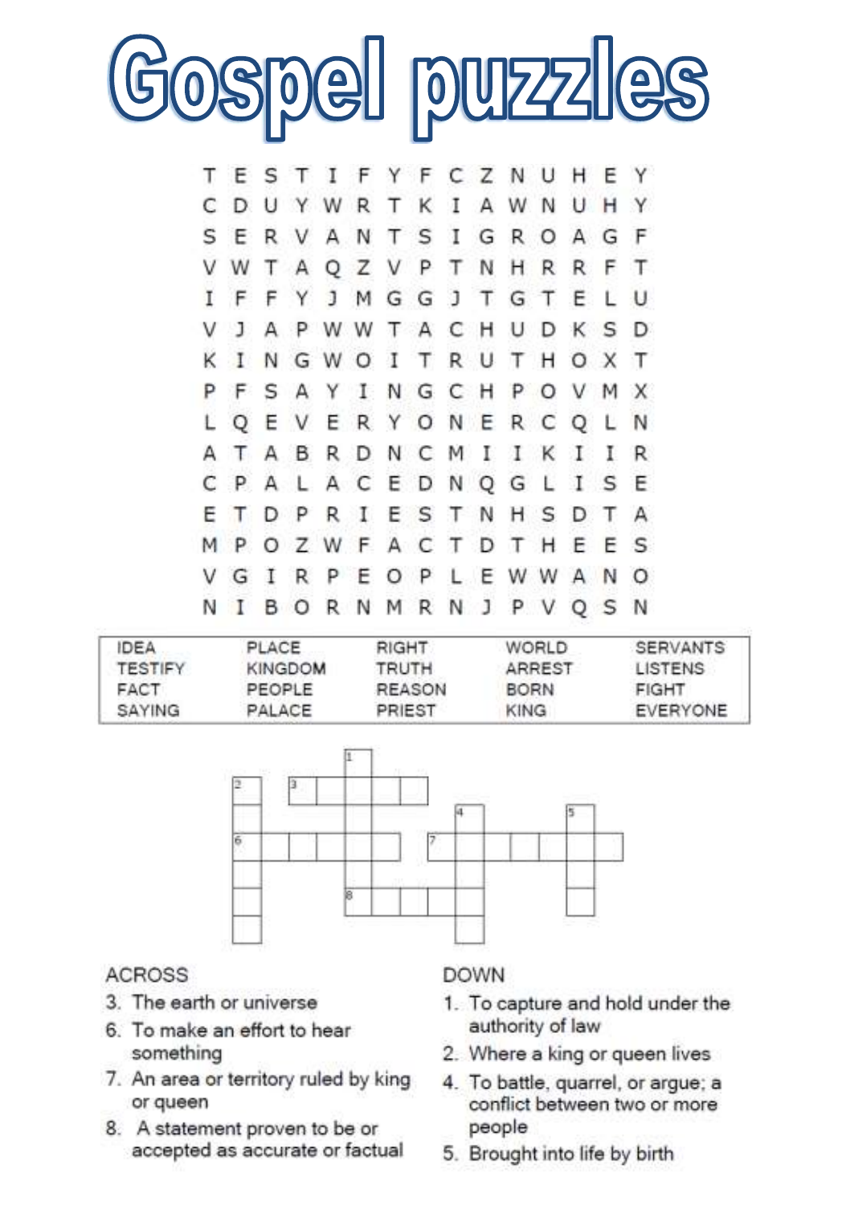# Gospel puzzles

```
T E S T I F Y F C Z N U H E Y
C D U Y W R T K I A W N U H Y
S E R V A N T S I G R O A G F
V W T A Q Z V P T N H R R F T
I F F Y J M G G J T G T E L U
V J A P W W T A C H U D K S D
K I N G W O I T R U T H O X T
P F S A Y I N G C H P O V M X
L Q E V E R Y O N E R C Q L N
A T A B R D N C M I I K I I R
C P A L A C E D N Q G L I S E
E T D P R I E S T N H S D T A
M P O Z W F A C T D T H E E S
V G I R P E O P L E W W A N O
N I B O R N M R N J P V Q S N
```

| | | | | |
|---|---|---|---|---|
| IDEA | PLACE | RIGHT | WORLD | SERVANTS |
| TESTIFY | KINGDOM | TRUTH | ARREST | LISTENS |
| FACT | PEOPLE | REASON | BORN | FIGHT |
| SAYING | PALACE | PRIEST | KING | EVERYONE |

**ACROSS**

3. The earth or universe
6. To make an effort to hear something
7. An area or territory ruled by king or queen
8. A statement proven to be or accepted as accurate or factual

**DOWN**

1. To capture and hold under the authority of law
2. Where a king or queen lives
4. To battle, quarrel, or argue; a conflict between two or more people
5. Brought into life by birth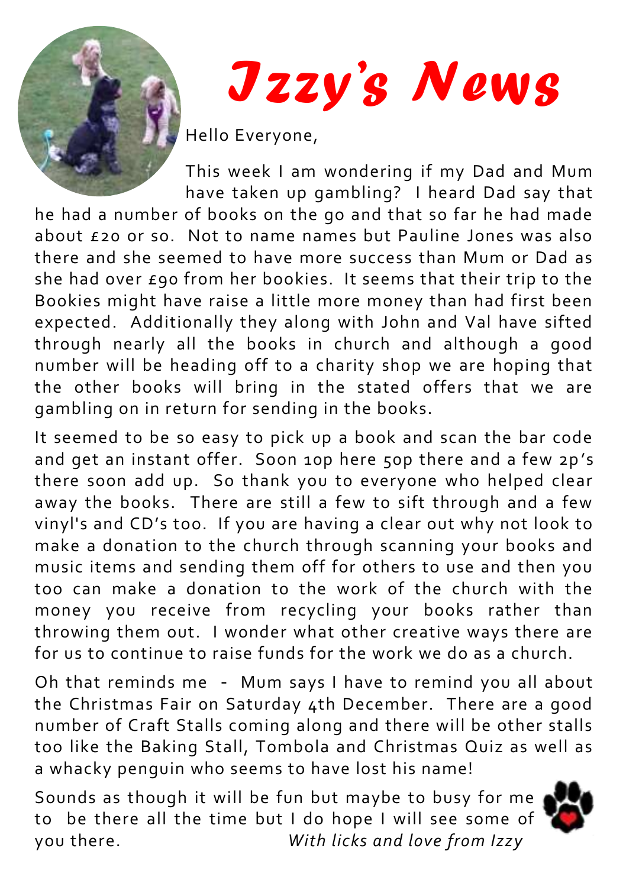# *Izzy's News*

Hello Everyone,

This week I am wondering if my Dad and Mum have taken up gambling? I heard Dad say that he had a number of books on the go and that so far he had made about £20 or so. Not to name names but Pauline Jones was also there and she seemed to have more success than Mum or Dad as she had over £90 from her bookies. It seems that their trip to the Bookies might have raise a little more money than had first been expected. Additionally they along with John and Val have sifted through nearly all the books in church and although a good number will be heading off to a charity shop we are hoping that the other books will bring in the stated offers that we are gambling on in return for sending in the books.

It seemed to be so easy to pick up a book and scan the bar code and get an instant offer. Soon 10p here 50p there and a few 2p's there soon add up. So thank you to everyone who helped clear away the books. There are still a few to sift through and a few vinyl's and CD's too. If you are having a clear out why not look to make a donation to the church through scanning your books and music items and sending them off for others to use and then you too can make a donation to the work of the church with the money you receive from recycling your books rather than throwing them out. I wonder what other creative ways there are for us to continue to raise funds for the work we do as a church.

Oh that reminds me - Mum says I have to remind you all about the Christmas Fair on Saturday 4th December. There are a good number of Craft Stalls coming along and there will be other stalls too like the Baking Stall, Tombola and Christmas Quiz as well as a whacky penguin who seems to have lost his name!

Sounds as though it will be fun but maybe to busy for me to be there all the time but I do hope I will see some of you there.

*With licks and love from Izzy*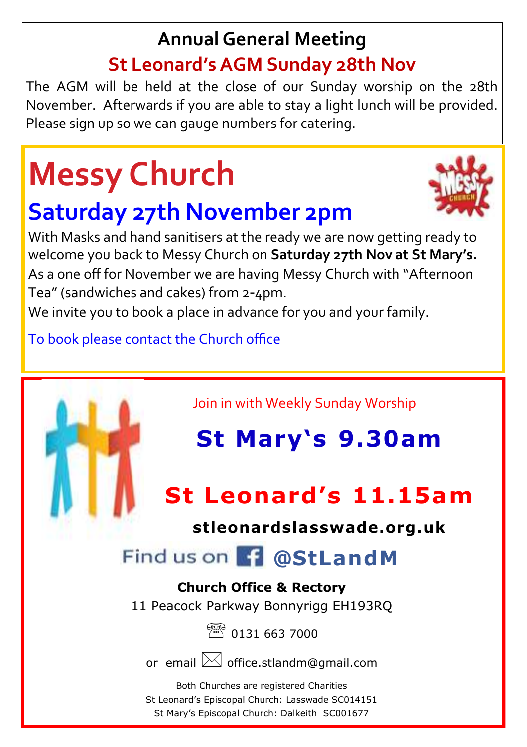## Annual General Meeting

### St Leonard's AGM Sunday 28th Nov

The AGM will be held at the close of our Sunday worship on the 28th November. Afterwards if you are able to stay a light lunch will be provided. Please sign up so we can gauge numbers for catering.

# Messy Church

## Saturday 27th November 2pm

With Masks and hand sanitisers at the ready we are now getting ready to welcome you back to Messy Church on **Saturday 27th Nov at St Mary's.** As a one off for November we are having Messy Church with "Afternoon Tea" (sandwiches and cakes) from 2-4pm.

We invite you to book a place in advance for you and your family.

To book please contact the Church office

Join in with Weekly Sunday Worship

## St Mary's 9.30am

## St Leonard's 11.15am

**stleonardslasswade.org.uk**

Find us on Facebook **@StLandM**

**Church Office & Rectory**

11 Peacock Parkway Bonnyrigg EH193RQ

☏ 0131 663 7000

or email office.stlandm@gmail.com

Both Churches are registered Charities

St Leonard's Episcopal Church: Lasswade SC014151

St Mary's Episcopal Church: Dalkeith SC001677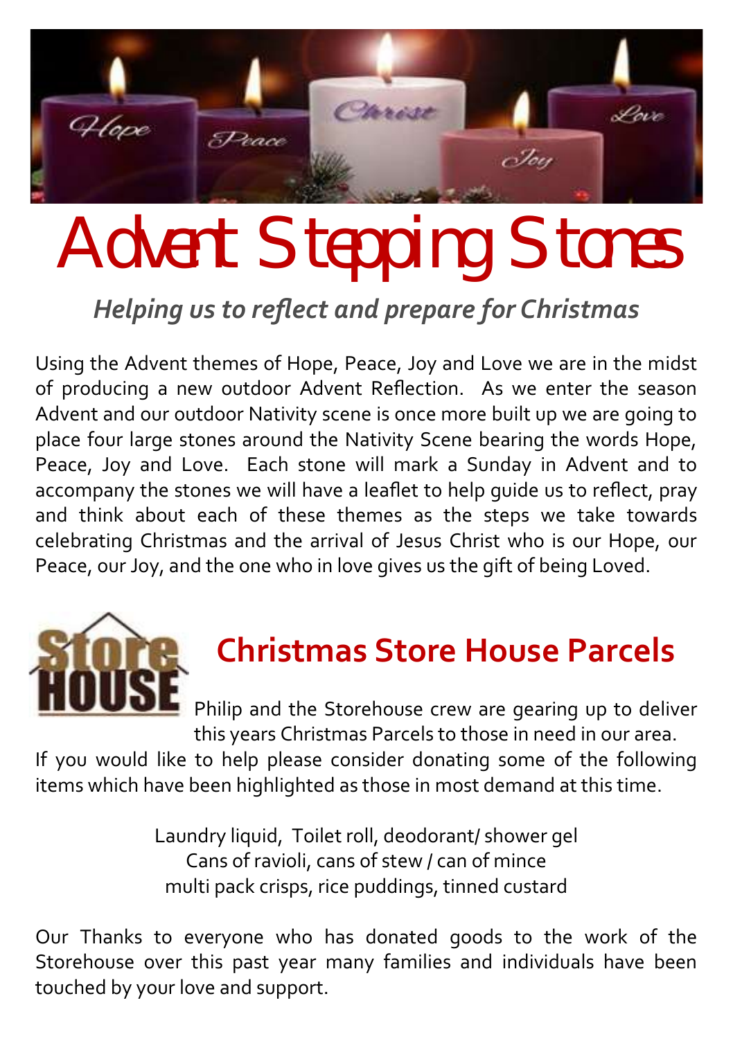# Advent Stepping Stones

***Helping us to reflect and prepare for Christmas***

Using the Advent themes of Hope, Peace, Joy and Love we are in the midst of producing a new outdoor Advent Reflection. As we enter the season Advent and our outdoor Nativity scene is once more built up we are going to place four large stones around the Nativity Scene bearing the words Hope, Peace, Joy and Love. Each stone will mark a Sunday in Advent and to accompany the stones we will have a leaflet to help guide us to reflect, pray and think about each of these themes as the steps we take towards celebrating Christmas and the arrival of Jesus Christ who is our Hope, our Peace, our Joy, and the one who in love gives us the gift of being Loved.

## Christmas Store House Parcels

Philip and the Storehouse crew are gearing up to deliver this years Christmas Parcels to those in need in our area. If you would like to help please consider donating some of the following items which have been highlighted as those in most demand at this time.

Laundry liquid, Toilet roll, deodorant/ shower gel
Cans of ravioli, cans of stew / can of mince
multi pack crisps, rice puddings, tinned custard

Our Thanks to everyone who has donated goods to the work of the Storehouse over this past year many families and individuals have been touched by your love and support.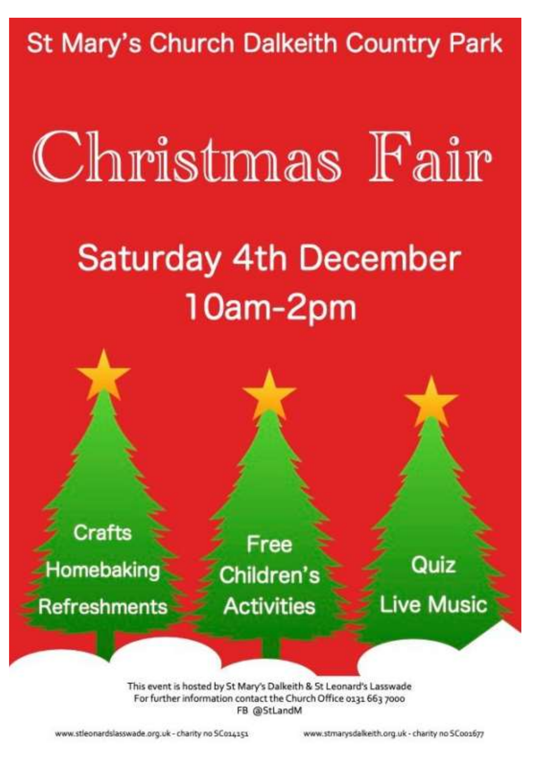St Mary's Church Dalkeith Country Park

# Christmas Fair

## Saturday 4th December
## 10am-2pm

Crafts
Homebaking
Refreshments

Free
Children's
Activities

Quiz
Live Music

This event is hosted by St Mary's Dalkeith & St Leonard's Lasswade
For further information contact the Church Office 0131 663 7000
FB @StLandM

www.stleonardslasswade.org.uk - charity no SC014151

www.stmarysdalkeith.org.uk - charity no SC001677